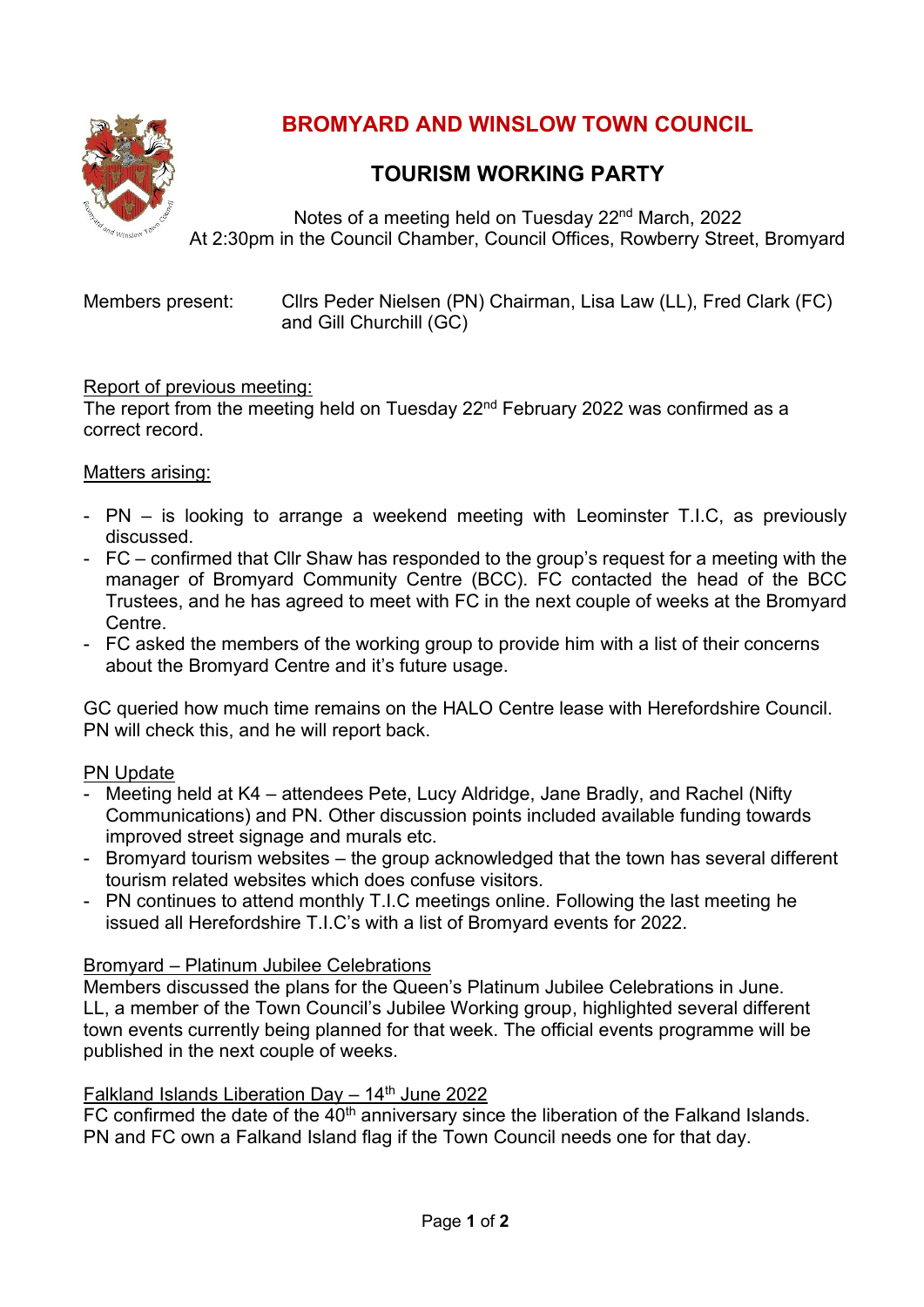# BROMYARD AND WINSLOW TOWN COUNCIL

## TOURISM WORKING PARTY

Notes of a meeting held on Tuesday 22nd March, 2022
At 2:30pm in the Council Chamber, Council Offices, Rowberry Street, Bromyard

Members present: Cllrs Peder Nielsen (PN) Chairman, Lisa Law (LL), Fred Clark (FC) and Gill Churchill (GC)

Report of previous meeting:
The report from the meeting held on Tuesday 22nd February 2022 was confirmed as a correct record.

Matters arising:

- PN – is looking to arrange a weekend meeting with Leominster T.I.C, as previously discussed.
- FC – confirmed that Cllr Shaw has responded to the group's request for a meeting with the manager of Bromyard Community Centre (BCC). FC contacted the head of the BCC Trustees, and he has agreed to meet with FC in the next couple of weeks at the Bromyard Centre.
- FC asked the members of the working group to provide him with a list of their concerns about the Bromyard Centre and it's future usage.

GC queried how much time remains on the HALO Centre lease with Herefordshire Council. PN will check this, and he will report back.

PN Update
- Meeting held at K4 – attendees Pete, Lucy Aldridge, Jane Bradly, and Rachel (Nifty Communications) and PN. Other discussion points included available funding towards improved street signage and murals etc.
- Bromyard tourism websites – the group acknowledged that the town has several different tourism related websites which does confuse visitors.
- PN continues to attend monthly T.I.C meetings online. Following the last meeting he issued all Herefordshire T.I.C's with a list of Bromyard events for 2022.

Bromyard – Platinum Jubilee Celebrations
Members discussed the plans for the Queen's Platinum Jubilee Celebrations in June. LL, a member of the Town Council's Jubilee Working group, highlighted several different town events currently being planned for that week. The official events programme will be published in the next couple of weeks.

Falkland Islands Liberation Day – 14th June 2022
FC confirmed the date of the 40th anniversary since the liberation of the Falkand Islands. PN and FC own a Falkand Island flag if the Town Council needs one for that day.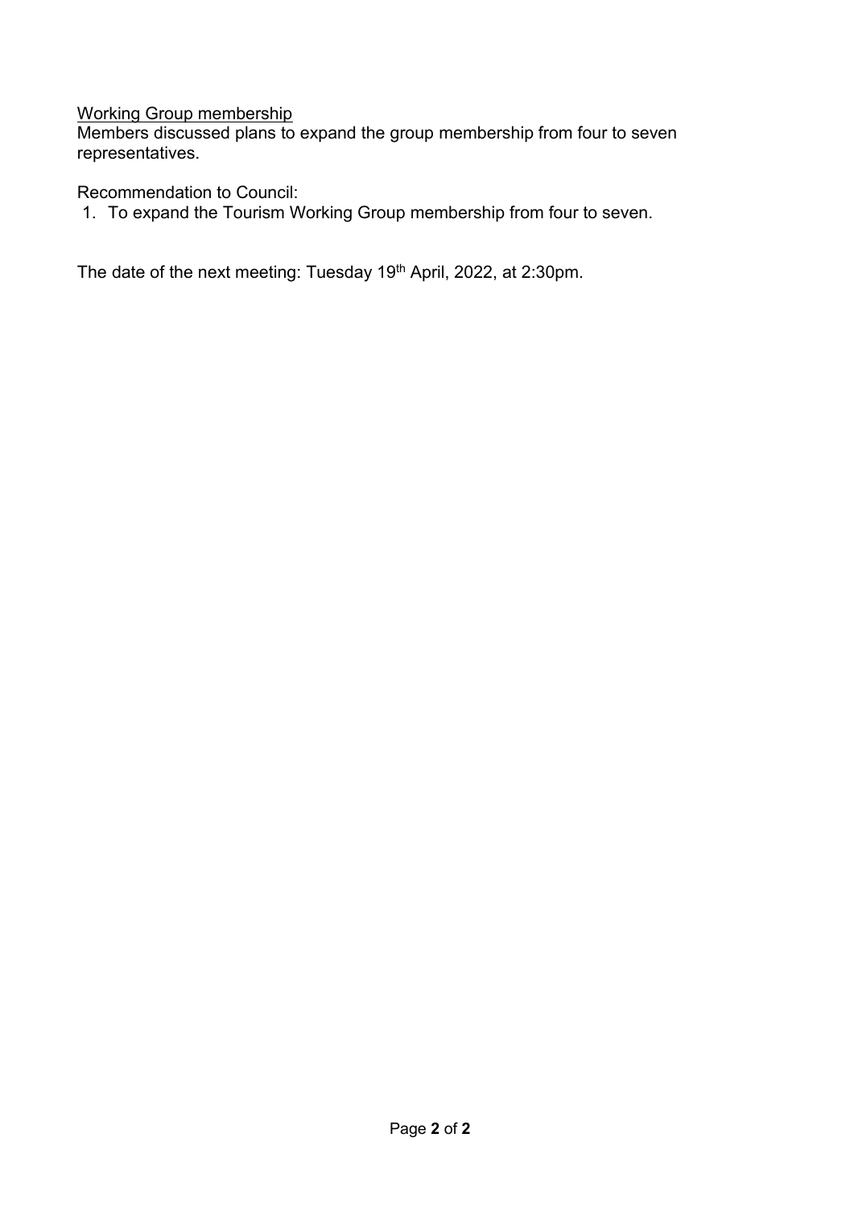Working Group membership

Members discussed plans to expand the group membership from four to seven representatives.

Recommendation to Council:

1. To expand the Tourism Working Group membership from four to seven.

The date of the next meeting: Tuesday 19th April, 2022, at 2:30pm.